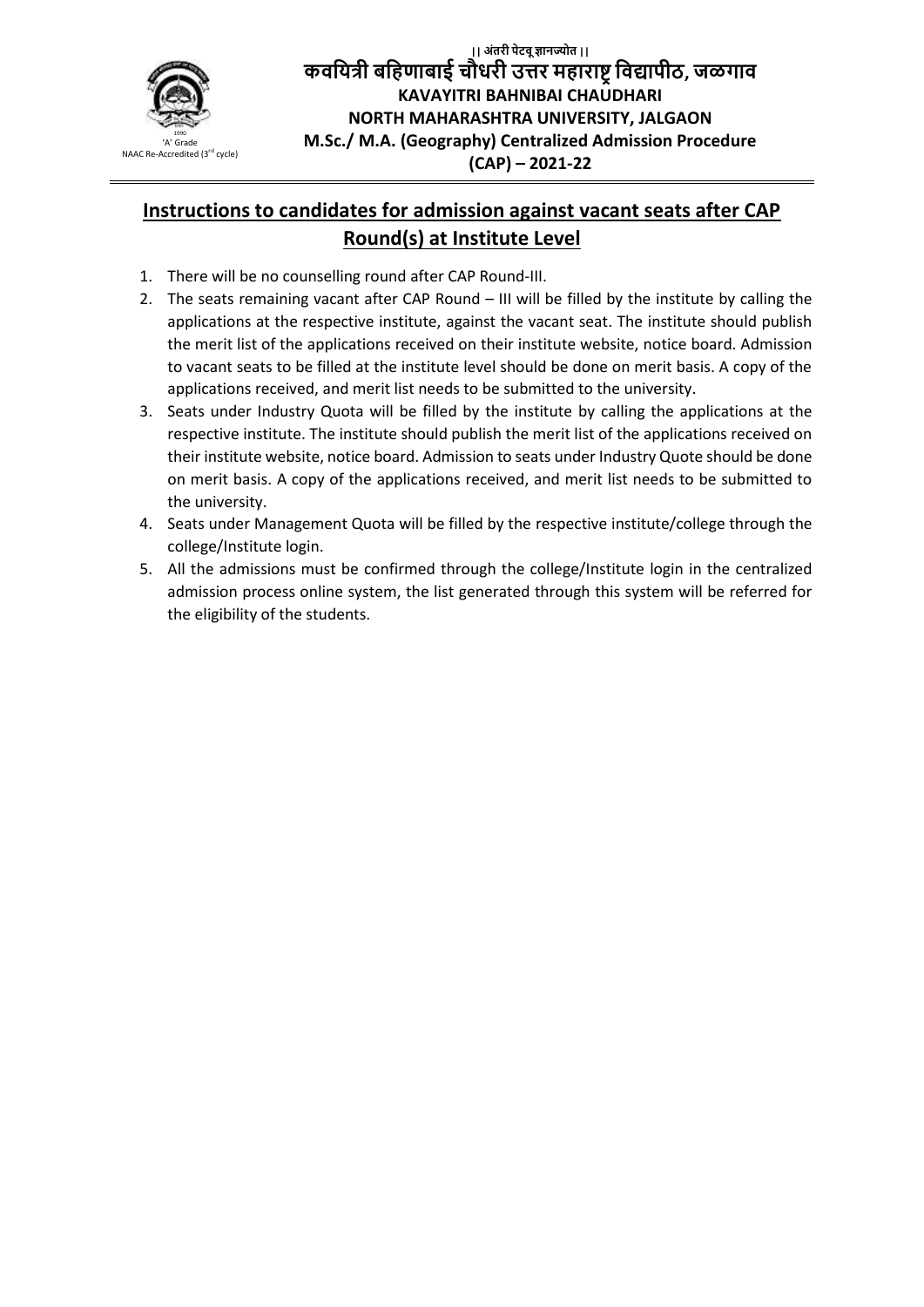'A' Grade
NAAC Re-Accredited (3rd cycle)

|| अंतरी पेटवू ज्ञानज्योत ||

**कवयित्री बहिणाबाई चौधरी उत्तर महाराष्ट्र विद्यापीठ, जळगाव**

**KAVAYITRI BAHNIBAI CHAUDHARI**
**NORTH MAHARASHTRA UNIVERSITY, JALGAON**
**M.Sc./ M.A. (Geography) Centralized Admission Procedure (CAP) – 2021-22**

## Instructions to candidates for admission against vacant seats after CAP Round(s) at Institute Level

1. There will be no counselling round after CAP Round-III.
2. The seats remaining vacant after CAP Round – III will be filled by the institute by calling the applications at the respective institute, against the vacant seat. The institute should publish the merit list of the applications received on their institute website, notice board. Admission to vacant seats to be filled at the institute level should be done on merit basis. A copy of the applications received, and merit list needs to be submitted to the university.
3. Seats under Industry Quota will be filled by the institute by calling the applications at the respective institute. The institute should publish the merit list of the applications received on their institute website, notice board. Admission to seats under Industry Quote should be done on merit basis. A copy of the applications received, and merit list needs to be submitted to the university.
4. Seats under Management Quota will be filled by the respective institute/college through the college/Institute login.
5. All the admissions must be confirmed through the college/Institute login in the centralized admission process online system, the list generated through this system will be referred for the eligibility of the students.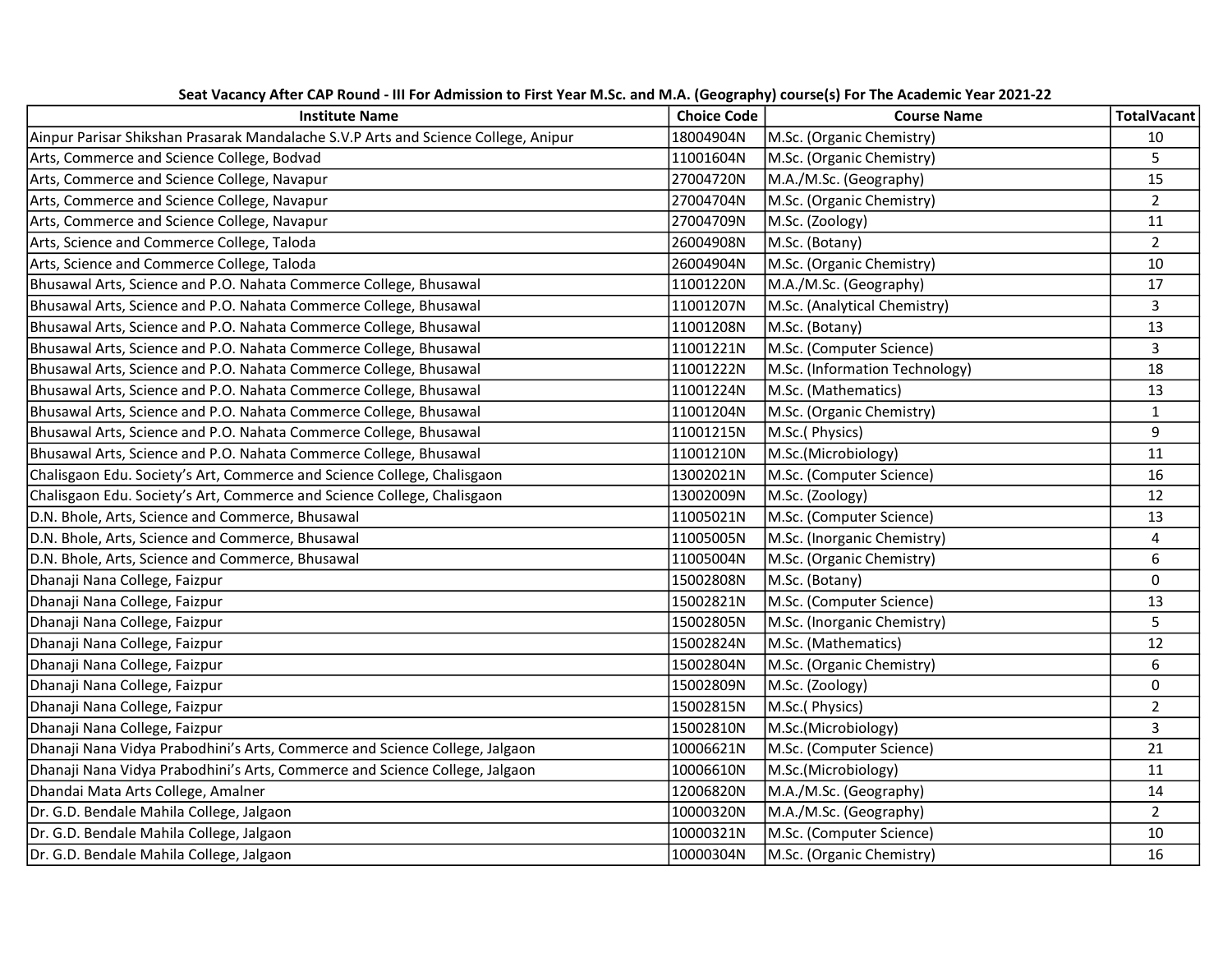**Seat Vacancy After CAP Round - III For Admission to First Year M.Sc. and M.A. (Geography) course(s) For The Academic Year 2021-22**

| Institute Name | Choice Code | Course Name | TotalVacant |
|---|---|---|---|
| Ainpur Parisar Shikshan Prasarak Mandalache S.V.P Arts and Science College, Anipur | 18004904N | M.Sc. (Organic Chemistry) | 10 |
| Arts, Commerce and Science College, Bodvad | 11001604N | M.Sc. (Organic Chemistry) | 5 |
| Arts, Commerce and Science College, Navapur | 27004720N | M.A./M.Sc. (Geography) | 15 |
| Arts, Commerce and Science College, Navapur | 27004704N | M.Sc. (Organic Chemistry) | 2 |
| Arts, Commerce and Science College, Navapur | 27004709N | M.Sc. (Zoology) | 11 |
| Arts, Science and Commerce College, Taloda | 26004908N | M.Sc. (Botany) | 2 |
| Arts, Science and Commerce College, Taloda | 26004904N | M.Sc. (Organic Chemistry) | 10 |
| Bhusawal Arts, Science and P.O. Nahata Commerce College, Bhusawal | 11001220N | M.A./M.Sc. (Geography) | 17 |
| Bhusawal Arts, Science and P.O. Nahata Commerce College, Bhusawal | 11001207N | M.Sc. (Analytical Chemistry) | 3 |
| Bhusawal Arts, Science and P.O. Nahata Commerce College, Bhusawal | 11001208N | M.Sc. (Botany) | 13 |
| Bhusawal Arts, Science and P.O. Nahata Commerce College, Bhusawal | 11001221N | M.Sc. (Computer Science) | 3 |
| Bhusawal Arts, Science and P.O. Nahata Commerce College, Bhusawal | 11001222N | M.Sc. (Information Technology) | 18 |
| Bhusawal Arts, Science and P.O. Nahata Commerce College, Bhusawal | 11001224N | M.Sc. (Mathematics) | 13 |
| Bhusawal Arts, Science and P.O. Nahata Commerce College, Bhusawal | 11001204N | M.Sc. (Organic Chemistry) | 1 |
| Bhusawal Arts, Science and P.O. Nahata Commerce College, Bhusawal | 11001215N | M.Sc.( Physics) | 9 |
| Bhusawal Arts, Science and P.O. Nahata Commerce College, Bhusawal | 11001210N | M.Sc.(Microbiology) | 11 |
| Chalisgaon Edu. Society’s Art, Commerce and Science College, Chalisgaon | 13002021N | M.Sc. (Computer Science) | 16 |
| Chalisgaon Edu. Society’s Art, Commerce and Science College, Chalisgaon | 13002009N | M.Sc. (Zoology) | 12 |
| D.N. Bhole, Arts, Science and Commerce, Bhusawal | 11005021N | M.Sc. (Computer Science) | 13 |
| D.N. Bhole, Arts, Science and Commerce, Bhusawal | 11005005N | M.Sc. (Inorganic Chemistry) | 4 |
| D.N. Bhole, Arts, Science and Commerce, Bhusawal | 11005004N | M.Sc. (Organic Chemistry) | 6 |
| Dhanaji Nana College, Faizpur | 15002808N | M.Sc. (Botany) | 0 |
| Dhanaji Nana College, Faizpur | 15002821N | M.Sc. (Computer Science) | 13 |
| Dhanaji Nana College, Faizpur | 15002805N | M.Sc. (Inorganic Chemistry) | 5 |
| Dhanaji Nana College, Faizpur | 15002824N | M.Sc. (Mathematics) | 12 |
| Dhanaji Nana College, Faizpur | 15002804N | M.Sc. (Organic Chemistry) | 6 |
| Dhanaji Nana College, Faizpur | 15002809N | M.Sc. (Zoology) | 0 |
| Dhanaji Nana College, Faizpur | 15002815N | M.Sc.( Physics) | 2 |
| Dhanaji Nana College, Faizpur | 15002810N | M.Sc.(Microbiology) | 3 |
| Dhanaji Nana Vidya Prabodhini’s Arts, Commerce and Science College, Jalgaon | 10006621N | M.Sc. (Computer Science) | 21 |
| Dhanaji Nana Vidya Prabodhini’s Arts, Commerce and Science College, Jalgaon | 10006610N | M.Sc.(Microbiology) | 11 |
| Dhandai Mata Arts College, Amalner | 12006820N | M.A./M.Sc. (Geography) | 14 |
| Dr. G.D. Bendale Mahila College, Jalgaon | 10000320N | M.A./M.Sc. (Geography) | 2 |
| Dr. G.D. Bendale Mahila College, Jalgaon | 10000321N | M.Sc. (Computer Science) | 10 |
| Dr. G.D. Bendale Mahila College, Jalgaon | 10000304N | M.Sc. (Organic Chemistry) | 16 |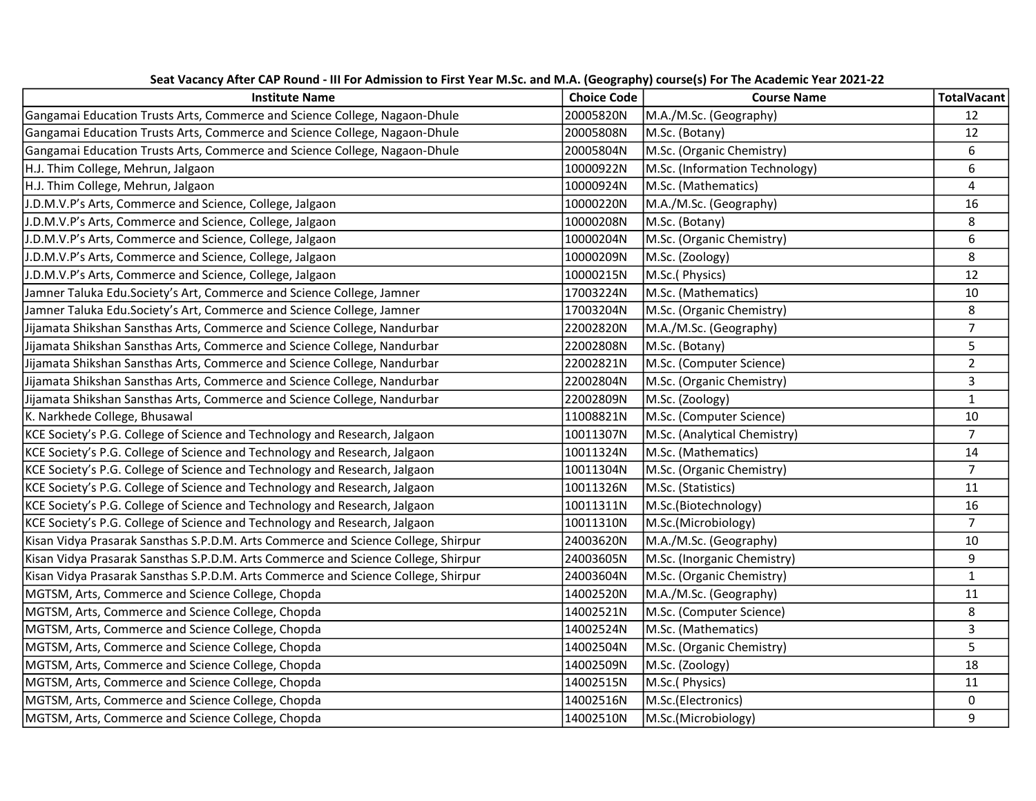| Seat Vacancy After CAP Round - III For Admission to First Year M.Sc. and M.A. (Geography) course(s) For The Academic Year 2021-22 | | | |
|---|---|---|---|
| **Institute Name** | **Choice Code** | **Course Name** | **TotalVacant** |
| Gangamai Education Trusts Arts, Commerce and Science College, Nagaon-Dhule | 20005820N | M.A./M.Sc. (Geography) | 12 |
| Gangamai Education Trusts Arts, Commerce and Science College, Nagaon-Dhule | 20005808N | M.Sc. (Botany) | 12 |
| Gangamai Education Trusts Arts, Commerce and Science College, Nagaon-Dhule | 20005804N | M.Sc. (Organic Chemistry) | 6 |
| H.J. Thim College, Mehrun, Jalgaon | 10000922N | M.Sc. (Information Technology) | 6 |
| H.J. Thim College, Mehrun, Jalgaon | 10000924N | M.Sc. (Mathematics) | 4 |
| J.D.M.V.P's Arts, Commerce and Science, College, Jalgaon | 10000220N | M.A./M.Sc. (Geography) | 16 |
| J.D.M.V.P's Arts, Commerce and Science, College, Jalgaon | 10000208N | M.Sc. (Botany) | 8 |
| J.D.M.V.P's Arts, Commerce and Science, College, Jalgaon | 10000204N | M.Sc. (Organic Chemistry) | 6 |
| J.D.M.V.P's Arts, Commerce and Science, College, Jalgaon | 10000209N | M.Sc. (Zoology) | 8 |
| J.D.M.V.P's Arts, Commerce and Science, College, Jalgaon | 10000215N | M.Sc.( Physics) | 12 |
| Jamner Taluka Edu.Society's Art, Commerce and Science College, Jamner | 17003224N | M.Sc. (Mathematics) | 10 |
| Jamner Taluka Edu.Society's Art, Commerce and Science College, Jamner | 17003204N | M.Sc. (Organic Chemistry) | 8 |
| Jijamata Shikshan Sansthas Arts, Commerce and Science College, Nandurbar | 22002820N | M.A./M.Sc. (Geography) | 7 |
| Jijamata Shikshan Sansthas Arts, Commerce and Science College, Nandurbar | 22002808N | M.Sc. (Botany) | 5 |
| Jijamata Shikshan Sansthas Arts, Commerce and Science College, Nandurbar | 22002821N | M.Sc. (Computer Science) | 2 |
| Jijamata Shikshan Sansthas Arts, Commerce and Science College, Nandurbar | 22002804N | M.Sc. (Organic Chemistry) | 3 |
| Jijamata Shikshan Sansthas Arts, Commerce and Science College, Nandurbar | 22002809N | M.Sc. (Zoology) | 1 |
| K. Narkhede College, Bhusawal | 11008821N | M.Sc. (Computer Science) | 10 |
| KCE Society's P.G. College of Science and Technology and Research, Jalgaon | 10011307N | M.Sc. (Analytical Chemistry) | 7 |
| KCE Society's P.G. College of Science and Technology and Research, Jalgaon | 10011324N | M.Sc. (Mathematics) | 14 |
| KCE Society's P.G. College of Science and Technology and Research, Jalgaon | 10011304N | M.Sc. (Organic Chemistry) | 7 |
| KCE Society's P.G. College of Science and Technology and Research, Jalgaon | 10011326N | M.Sc. (Statistics) | 11 |
| KCE Society's P.G. College of Science and Technology and Research, Jalgaon | 10011311N | M.Sc.(Biotechnology) | 16 |
| KCE Society's P.G. College of Science and Technology and Research, Jalgaon | 10011310N | M.Sc.(Microbiology) | 7 |
| Kisan Vidya Prasarak Sansthas S.P.D.M. Arts Commerce and Science College, Shirpur | 24003620N | M.A./M.Sc. (Geography) | 10 |
| Kisan Vidya Prasarak Sansthas S.P.D.M. Arts Commerce and Science College, Shirpur | 24003605N | M.Sc. (Inorganic Chemistry) | 9 |
| Kisan Vidya Prasarak Sansthas S.P.D.M. Arts Commerce and Science College, Shirpur | 24003604N | M.Sc. (Organic Chemistry) | 1 |
| MGTSM, Arts, Commerce and Science College, Chopda | 14002520N | M.A./M.Sc. (Geography) | 11 |
| MGTSM, Arts, Commerce and Science College, Chopda | 14002521N | M.Sc. (Computer Science) | 8 |
| MGTSM, Arts, Commerce and Science College, Chopda | 14002524N | M.Sc. (Mathematics) | 3 |
| MGTSM, Arts, Commerce and Science College, Chopda | 14002504N | M.Sc. (Organic Chemistry) | 5 |
| MGTSM, Arts, Commerce and Science College, Chopda | 14002509N | M.Sc. (Zoology) | 18 |
| MGTSM, Arts, Commerce and Science College, Chopda | 14002515N | M.Sc.( Physics) | 11 |
| MGTSM, Arts, Commerce and Science College, Chopda | 14002516N | M.Sc.(Electronics) | 0 |
| MGTSM, Arts, Commerce and Science College, Chopda | 14002510N | M.Sc.(Microbiology) | 9 |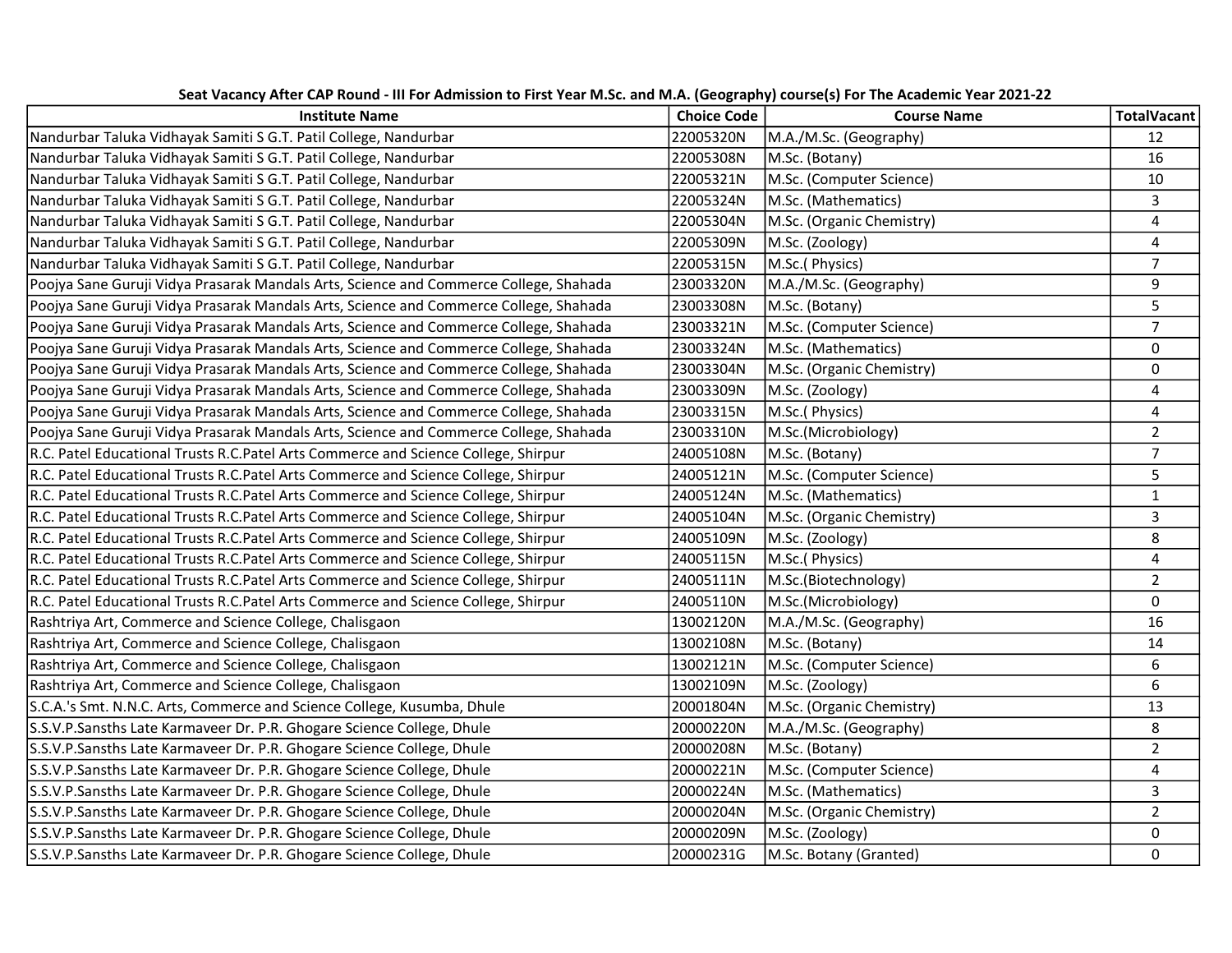**Seat Vacancy After CAP Round - III For Admission to First Year M.Sc. and M.A. (Geography) course(s) For The Academic Year 2021-22**

| Institute Name | Choice Code | Course Name | TotalVacant |
|---|---|---|---|
| Nandurbar Taluka Vidhayak Samiti S G.T. Patil College, Nandurbar | 22005320N | M.A./M.Sc. (Geography) | 12 |
| Nandurbar Taluka Vidhayak Samiti S G.T. Patil College, Nandurbar | 22005308N | M.Sc. (Botany) | 16 |
| Nandurbar Taluka Vidhayak Samiti S G.T. Patil College, Nandurbar | 22005321N | M.Sc. (Computer Science) | 10 |
| Nandurbar Taluka Vidhayak Samiti S G.T. Patil College, Nandurbar | 22005324N | M.Sc. (Mathematics) | 3 |
| Nandurbar Taluka Vidhayak Samiti S G.T. Patil College, Nandurbar | 22005304N | M.Sc. (Organic Chemistry) | 4 |
| Nandurbar Taluka Vidhayak Samiti S G.T. Patil College, Nandurbar | 22005309N | M.Sc. (Zoology) | 4 |
| Nandurbar Taluka Vidhayak Samiti S G.T. Patil College, Nandurbar | 22005315N | M.Sc.( Physics) | 7 |
| Poojya Sane Guruji Vidya Prasarak Mandals Arts, Science and Commerce College, Shahada | 23003320N | M.A./M.Sc. (Geography) | 9 |
| Poojya Sane Guruji Vidya Prasarak Mandals Arts, Science and Commerce College, Shahada | 23003308N | M.Sc. (Botany) | 5 |
| Poojya Sane Guruji Vidya Prasarak Mandals Arts, Science and Commerce College, Shahada | 23003321N | M.Sc. (Computer Science) | 7 |
| Poojya Sane Guruji Vidya Prasarak Mandals Arts, Science and Commerce College, Shahada | 23003324N | M.Sc. (Mathematics) | 0 |
| Poojya Sane Guruji Vidya Prasarak Mandals Arts, Science and Commerce College, Shahada | 23003304N | M.Sc. (Organic Chemistry) | 0 |
| Poojya Sane Guruji Vidya Prasarak Mandals Arts, Science and Commerce College, Shahada | 23003309N | M.Sc. (Zoology) | 4 |
| Poojya Sane Guruji Vidya Prasarak Mandals Arts, Science and Commerce College, Shahada | 23003315N | M.Sc.( Physics) | 4 |
| Poojya Sane Guruji Vidya Prasarak Mandals Arts, Science and Commerce College, Shahada | 23003310N | M.Sc.(Microbiology) | 2 |
| R.C. Patel Educational Trusts R.C.Patel Arts Commerce and Science College, Shirpur | 24005108N | M.Sc. (Botany) | 7 |
| R.C. Patel Educational Trusts R.C.Patel Arts Commerce and Science College, Shirpur | 24005121N | M.Sc. (Computer Science) | 5 |
| R.C. Patel Educational Trusts R.C.Patel Arts Commerce and Science College, Shirpur | 24005124N | M.Sc. (Mathematics) | 1 |
| R.C. Patel Educational Trusts R.C.Patel Arts Commerce and Science College, Shirpur | 24005104N | M.Sc. (Organic Chemistry) | 3 |
| R.C. Patel Educational Trusts R.C.Patel Arts Commerce and Science College, Shirpur | 24005109N | M.Sc. (Zoology) | 8 |
| R.C. Patel Educational Trusts R.C.Patel Arts Commerce and Science College, Shirpur | 24005115N | M.Sc.( Physics) | 4 |
| R.C. Patel Educational Trusts R.C.Patel Arts Commerce and Science College, Shirpur | 24005111N | M.Sc.(Biotechnology) | 2 |
| R.C. Patel Educational Trusts R.C.Patel Arts Commerce and Science College, Shirpur | 24005110N | M.Sc.(Microbiology) | 0 |
| Rashtriya Art, Commerce and Science College, Chalisgaon | 13002120N | M.A./M.Sc. (Geography) | 16 |
| Rashtriya Art, Commerce and Science College, Chalisgaon | 13002108N | M.Sc. (Botany) | 14 |
| Rashtriya Art, Commerce and Science College, Chalisgaon | 13002121N | M.Sc. (Computer Science) | 6 |
| Rashtriya Art, Commerce and Science College, Chalisgaon | 13002109N | M.Sc. (Zoology) | 6 |
| S.C.A.'s Smt. N.N.C. Arts, Commerce and Science College, Kusumba, Dhule | 20001804N | M.Sc. (Organic Chemistry) | 13 |
| S.S.V.P.Sansths Late Karmaveer Dr. P.R. Ghogare Science College, Dhule | 20000220N | M.A./M.Sc. (Geography) | 8 |
| S.S.V.P.Sansths Late Karmaveer Dr. P.R. Ghogare Science College, Dhule | 20000208N | M.Sc. (Botany) | 2 |
| S.S.V.P.Sansths Late Karmaveer Dr. P.R. Ghogare Science College, Dhule | 20000221N | M.Sc. (Computer Science) | 4 |
| S.S.V.P.Sansths Late Karmaveer Dr. P.R. Ghogare Science College, Dhule | 20000224N | M.Sc. (Mathematics) | 3 |
| S.S.V.P.Sansths Late Karmaveer Dr. P.R. Ghogare Science College, Dhule | 20000204N | M.Sc. (Organic Chemistry) | 2 |
| S.S.V.P.Sansths Late Karmaveer Dr. P.R. Ghogare Science College, Dhule | 20000209N | M.Sc. (Zoology) | 0 |
| S.S.V.P.Sansths Late Karmaveer Dr. P.R. Ghogare Science College, Dhule | 20000231G | M.Sc. Botany (Granted) | 0 |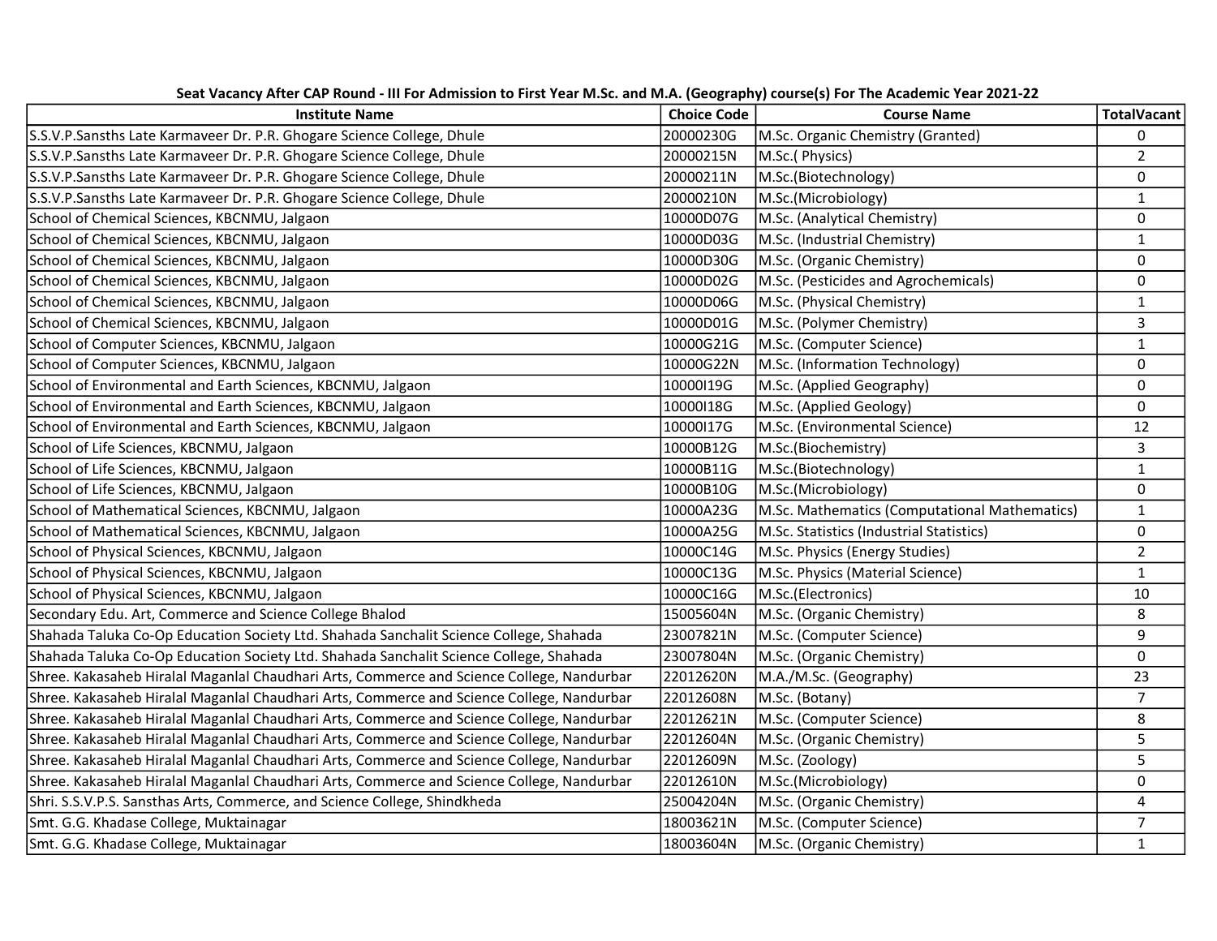**Seat Vacancy After CAP Round - III For Admission to First Year M.Sc. and M.A. (Geography) course(s) For The Academic Year 2021-22**

| Institute Name | Choice Code | Course Name | TotalVacant |
|---|---|---|---|
| S.S.V.P.Sansths Late Karmaveer Dr. P.R. Ghogare Science College, Dhule | 20000230G | M.Sc. Organic Chemistry (Granted) | 0 |
| S.S.V.P.Sansths Late Karmaveer Dr. P.R. Ghogare Science College, Dhule | 20000215N | M.Sc.( Physics) | 2 |
| S.S.V.P.Sansths Late Karmaveer Dr. P.R. Ghogare Science College, Dhule | 20000211N | M.Sc.(Biotechnology) | 0 |
| S.S.V.P.Sansths Late Karmaveer Dr. P.R. Ghogare Science College, Dhule | 20000210N | M.Sc.(Microbiology) | 1 |
| School of Chemical Sciences, KBCNMU, Jalgaon | 10000D07G | M.Sc. (Analytical Chemistry) | 0 |
| School of Chemical Sciences, KBCNMU, Jalgaon | 10000D03G | M.Sc. (Industrial Chemistry) | 1 |
| School of Chemical Sciences, KBCNMU, Jalgaon | 10000D30G | M.Sc. (Organic Chemistry) | 0 |
| School of Chemical Sciences, KBCNMU, Jalgaon | 10000D02G | M.Sc. (Pesticides and Agrochemicals) | 0 |
| School of Chemical Sciences, KBCNMU, Jalgaon | 10000D06G | M.Sc. (Physical Chemistry) | 1 |
| School of Chemical Sciences, KBCNMU, Jalgaon | 10000D01G | M.Sc. (Polymer Chemistry) | 3 |
| School of Computer Sciences, KBCNMU, Jalgaon | 10000G21G | M.Sc. (Computer Science) | 1 |
| School of Computer Sciences, KBCNMU, Jalgaon | 10000G22N | M.Sc. (Information Technology) | 0 |
| School of Environmental and Earth Sciences, KBCNMU, Jalgaon | 10000I19G | M.Sc. (Applied Geography) | 0 |
| School of Environmental and Earth Sciences, KBCNMU, Jalgaon | 10000I18G | M.Sc. (Applied Geology) | 0 |
| School of Environmental and Earth Sciences, KBCNMU, Jalgaon | 10000I17G | M.Sc. (Environmental Science) | 12 |
| School of Life Sciences, KBCNMU, Jalgaon | 10000B12G | M.Sc.(Biochemistry) | 3 |
| School of Life Sciences, KBCNMU, Jalgaon | 10000B11G | M.Sc.(Biotechnology) | 1 |
| School of Life Sciences, KBCNMU, Jalgaon | 10000B10G | M.Sc.(Microbiology) | 0 |
| School of Mathematical Sciences, KBCNMU, Jalgaon | 10000A23G | M.Sc. Mathematics (Computational Mathematics) | 1 |
| School of Mathematical Sciences, KBCNMU, Jalgaon | 10000A25G | M.Sc. Statistics (Industrial Statistics) | 0 |
| School of Physical Sciences, KBCNMU, Jalgaon | 10000C14G | M.Sc. Physics (Energy Studies) | 2 |
| School of Physical Sciences, KBCNMU, Jalgaon | 10000C13G | M.Sc. Physics (Material Science) | 1 |
| School of Physical Sciences, KBCNMU, Jalgaon | 10000C16G | M.Sc.(Electronics) | 10 |
| Secondary Edu. Art, Commerce and Science College Bhalod | 15005604N | M.Sc. (Organic Chemistry) | 8 |
| Shahada Taluka Co-Op Education Society Ltd. Shahada Sanchalit Science College, Shahada | 23007821N | M.Sc. (Computer Science) | 9 |
| Shahada Taluka Co-Op Education Society Ltd. Shahada Sanchalit Science College, Shahada | 23007804N | M.Sc. (Organic Chemistry) | 0 |
| Shree. Kakasaheb Hiralal Maganlal Chaudhari Arts, Commerce and Science College, Nandurbar | 22012620N | M.A./M.Sc. (Geography) | 23 |
| Shree. Kakasaheb Hiralal Maganlal Chaudhari Arts, Commerce and Science College, Nandurbar | 22012608N | M.Sc. (Botany) | 7 |
| Shree. Kakasaheb Hiralal Maganlal Chaudhari Arts, Commerce and Science College, Nandurbar | 22012621N | M.Sc. (Computer Science) | 8 |
| Shree. Kakasaheb Hiralal Maganlal Chaudhari Arts, Commerce and Science College, Nandurbar | 22012604N | M.Sc. (Organic Chemistry) | 5 |
| Shree. Kakasaheb Hiralal Maganlal Chaudhari Arts, Commerce and Science College, Nandurbar | 22012609N | M.Sc. (Zoology) | 5 |
| Shree. Kakasaheb Hiralal Maganlal Chaudhari Arts, Commerce and Science College, Nandurbar | 22012610N | M.Sc.(Microbiology) | 0 |
| Shri. S.S.V.P.S. Sansthas Arts, Commerce, and Science College, Shindkheda | 25004204N | M.Sc. (Organic Chemistry) | 4 |
| Smt. G.G. Khadase College, Muktainagar | 18003621N | M.Sc. (Computer Science) | 7 |
| Smt. G.G. Khadase College, Muktainagar | 18003604N | M.Sc. (Organic Chemistry) | 1 |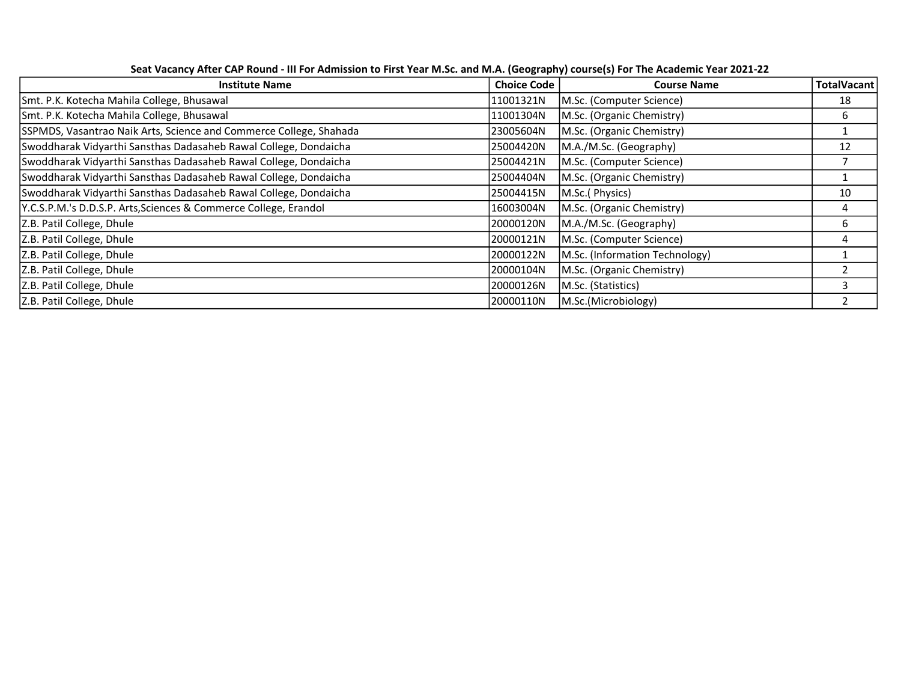**Seat Vacancy After CAP Round - III For Admission to First Year M.Sc. and M.A. (Geography) course(s) For The Academic Year 2021-22**

| Institute Name | Choice Code | Course Name | TotalVacant |
|---|---|---|---|
| Smt. P.K. Kotecha Mahila College, Bhusawal | 11001321N | M.Sc. (Computer Science) | 18 |
| Smt. P.K. Kotecha Mahila College, Bhusawal | 11001304N | M.Sc. (Organic Chemistry) | 6 |
| SSPMDS, Vasantrao Naik Arts, Science and Commerce College, Shahada | 23005604N | M.Sc. (Organic Chemistry) | 1 |
| Swoddharak Vidyarthi Sansthas Dadasaheb Rawal College, Dondaicha | 25004420N | M.A./M.Sc. (Geography) | 12 |
| Swoddharak Vidyarthi Sansthas Dadasaheb Rawal College, Dondaicha | 25004421N | M.Sc. (Computer Science) | 7 |
| Swoddharak Vidyarthi Sansthas Dadasaheb Rawal College, Dondaicha | 25004404N | M.Sc. (Organic Chemistry) | 1 |
| Swoddharak Vidyarthi Sansthas Dadasaheb Rawal College, Dondaicha | 25004415N | M.Sc.( Physics) | 10 |
| Y.C.S.P.M.'s D.D.S.P. Arts,Sciences & Commerce College, Erandol | 16003004N | M.Sc. (Organic Chemistry) | 4 |
| Z.B. Patil College, Dhule | 20000120N | M.A./M.Sc. (Geography) | 6 |
| Z.B. Patil College, Dhule | 20000121N | M.Sc. (Computer Science) | 4 |
| Z.B. Patil College, Dhule | 20000122N | M.Sc. (Information Technology) | 1 |
| Z.B. Patil College, Dhule | 20000104N | M.Sc. (Organic Chemistry) | 2 |
| Z.B. Patil College, Dhule | 20000126N | M.Sc. (Statistics) | 3 |
| Z.B. Patil College, Dhule | 20000110N | M.Sc.(Microbiology) | 2 |